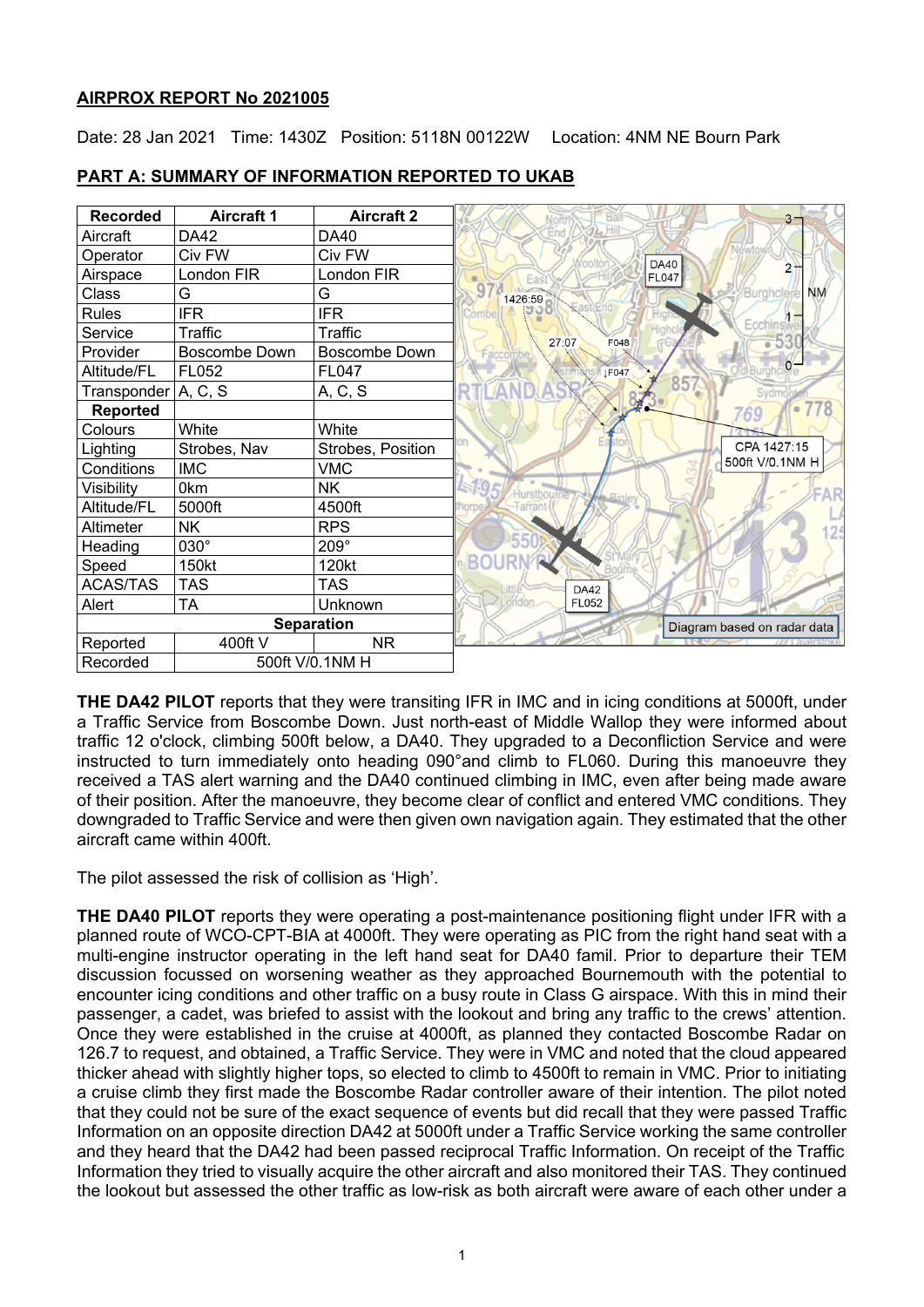## AIRPROX REPORT No 2021005

Date: 28 Jan 2021 Time: 1430Z Position: 5118N 00122W Location: 4NM NE Bourn Park

### PART A: SUMMARY OF INFORMATION REPORTED TO UKAB

| Recorded | Aircraft 1 | Aircraft 2 |
|---|---|---|
| Aircraft | DA42 | DA40 |
| Operator | Civ FW | Civ FW |
| Airspace | London FIR | London FIR |
| Class | G | G |
| Rules | IFR | IFR |
| Service | Traffic | Traffic |
| Provider | Boscombe Down | Boscombe Down |
| Altitude/FL | FL052 | FL047 |
| Transponder | A, C, S | A, C, S |
| **Reported** | | |
| Colours | White | White |
| Lighting | Strobes, Nav | Strobes, Position |
| Conditions | IMC | VMC |
| Visibility | 0km | NK |
| Altitude/FL | 5000ft | 4500ft |
| Altimeter | NK | RPS |
| Heading | 030° | 209° |
| Speed | 150kt | 120kt |
| ACAS/TAS | TAS | TAS |
| Alert | TA | Unknown |
| **Separation** | | |
| Reported | 400ft V | NR |
| Recorded | 500ft V/0.1NM H | |

Diagram based on radar data

**THE DA42 PILOT** reports that they were transiting IFR in IMC and in icing conditions at 5000ft, under a Traffic Service from Boscombe Down. Just north-east of Middle Wallop they were informed about traffic 12 o'clock, climbing 500ft below, a DA40. They upgraded to a Deconfliction Service and were instructed to turn immediately onto heading 090°and climb to FL060. During this manoeuvre they received a TAS alert warning and the DA40 continued climbing in IMC, even after being made aware of their position. After the manoeuvre, they become clear of conflict and entered VMC conditions. They downgraded to Traffic Service and were then given own navigation again. They estimated that the other aircraft came within 400ft.

The pilot assessed the risk of collision as 'High'.

**THE DA40 PILOT** reports they were operating a post-maintenance positioning flight under IFR with a planned route of WCO-CPT-BIA at 4000ft. They were operating as PIC from the right hand seat with a multi-engine instructor operating in the left hand seat for DA40 famil. Prior to departure their TEM discussion focussed on worsening weather as they approached Bournemouth with the potential to encounter icing conditions and other traffic on a busy route in Class G airspace. With this in mind their passenger, a cadet, was briefed to assist with the lookout and bring any traffic to the crews' attention. Once they were established in the cruise at 4000ft, as planned they contacted Boscombe Radar on 126.7 to request, and obtained, a Traffic Service. They were in VMC and noted that the cloud appeared thicker ahead with slightly higher tops, so elected to climb to 4500ft to remain in VMC. Prior to initiating a cruise climb they first made the Boscombe Radar controller aware of their intention. The pilot noted that they could not be sure of the exact sequence of events but did recall that they were passed Traffic Information on an opposite direction DA42 at 5000ft under a Traffic Service working the same controller and they heard that the DA42 had been passed reciprocal Traffic Information. On receipt of the Traffic Information they tried to visually acquire the other aircraft and also monitored their TAS. They continued the lookout but assessed the other traffic as low-risk as both aircraft were aware of each other under a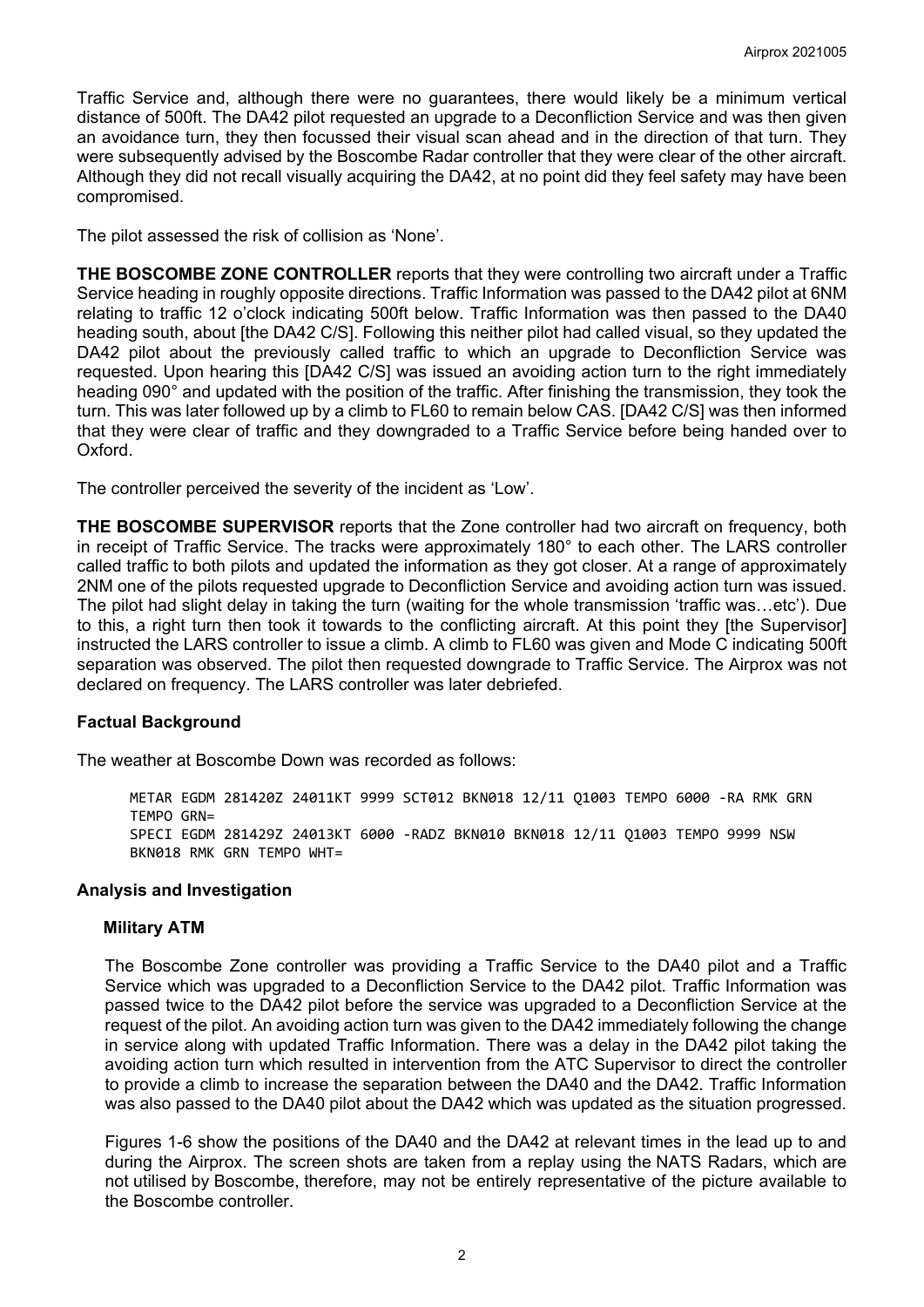Traffic Service and, although there were no guarantees, there would likely be a minimum vertical distance of 500ft. The DA42 pilot requested an upgrade to a Deconfliction Service and was then given an avoidance turn, they then focussed their visual scan ahead and in the direction of that turn. They were subsequently advised by the Boscombe Radar controller that they were clear of the other aircraft. Although they did not recall visually acquiring the DA42, at no point did they feel safety may have been compromised.

The pilot assessed the risk of collision as 'None'.

**THE BOSCOMBE ZONE CONTROLLER** reports that they were controlling two aircraft under a Traffic Service heading in roughly opposite directions. Traffic Information was passed to the DA42 pilot at 6NM relating to traffic 12 o'clock indicating 500ft below. Traffic Information was then passed to the DA40 heading south, about [the DA42 C/S]. Following this neither pilot had called visual, so they updated the DA42 pilot about the previously called traffic to which an upgrade to Deconfliction Service was requested. Upon hearing this [DA42 C/S] was issued an avoiding action turn to the right immediately heading 090° and updated with the position of the traffic. After finishing the transmission, they took the turn. This was later followed up by a climb to FL60 to remain below CAS. [DA42 C/S] was then informed that they were clear of traffic and they downgraded to a Traffic Service before being handed over to Oxford.

The controller perceived the severity of the incident as 'Low'.

**THE BOSCOMBE SUPERVISOR** reports that the Zone controller had two aircraft on frequency, both in receipt of Traffic Service. The tracks were approximately 180° to each other. The LARS controller called traffic to both pilots and updated the information as they got closer. At a range of approximately 2NM one of the pilots requested upgrade to Deconfliction Service and avoiding action turn was issued. The pilot had slight delay in taking the turn (waiting for the whole transmission 'traffic was…etc'). Due to this, a right turn then took it towards to the conflicting aircraft. At this point they [the Supervisor] instructed the LARS controller to issue a climb. A climb to FL60 was given and Mode C indicating 500ft separation was observed. The pilot then requested downgrade to Traffic Service. The Airprox was not declared on frequency. The LARS controller was later debriefed.

## Factual Background

The weather at Boscombe Down was recorded as follows:

```
METAR EGDM 281420Z 24011KT 9999 SCT012 BKN018 12/11 Q1003 TEMPO 6000 -RA RMK GRN
TEMPO GRN=
SPECI EGDM 281429Z 24013KT 6000 -RADZ BKN010 BKN018 12/11 Q1003 TEMPO 9999 NSW
BKN018 RMK GRN TEMPO WHT=
```

## Analysis and Investigation

### Military ATM

The Boscombe Zone controller was providing a Traffic Service to the DA40 pilot and a Traffic Service which was upgraded to a Deconfliction Service to the DA42 pilot. Traffic Information was passed twice to the DA42 pilot before the service was upgraded to a Deconfliction Service at the request of the pilot. An avoiding action turn was given to the DA42 immediately following the change in service along with updated Traffic Information. There was a delay in the DA42 pilot taking the avoiding action turn which resulted in intervention from the ATC Supervisor to direct the controller to provide a climb to increase the separation between the DA40 and the DA42. Traffic Information was also passed to the DA40 pilot about the DA42 which was updated as the situation progressed.

Figures 1-6 show the positions of the DA40 and the DA42 at relevant times in the lead up to and during the Airprox. The screen shots are taken from a replay using the NATS Radars, which are not utilised by Boscombe, therefore, may not be entirely representative of the picture available to the Boscombe controller.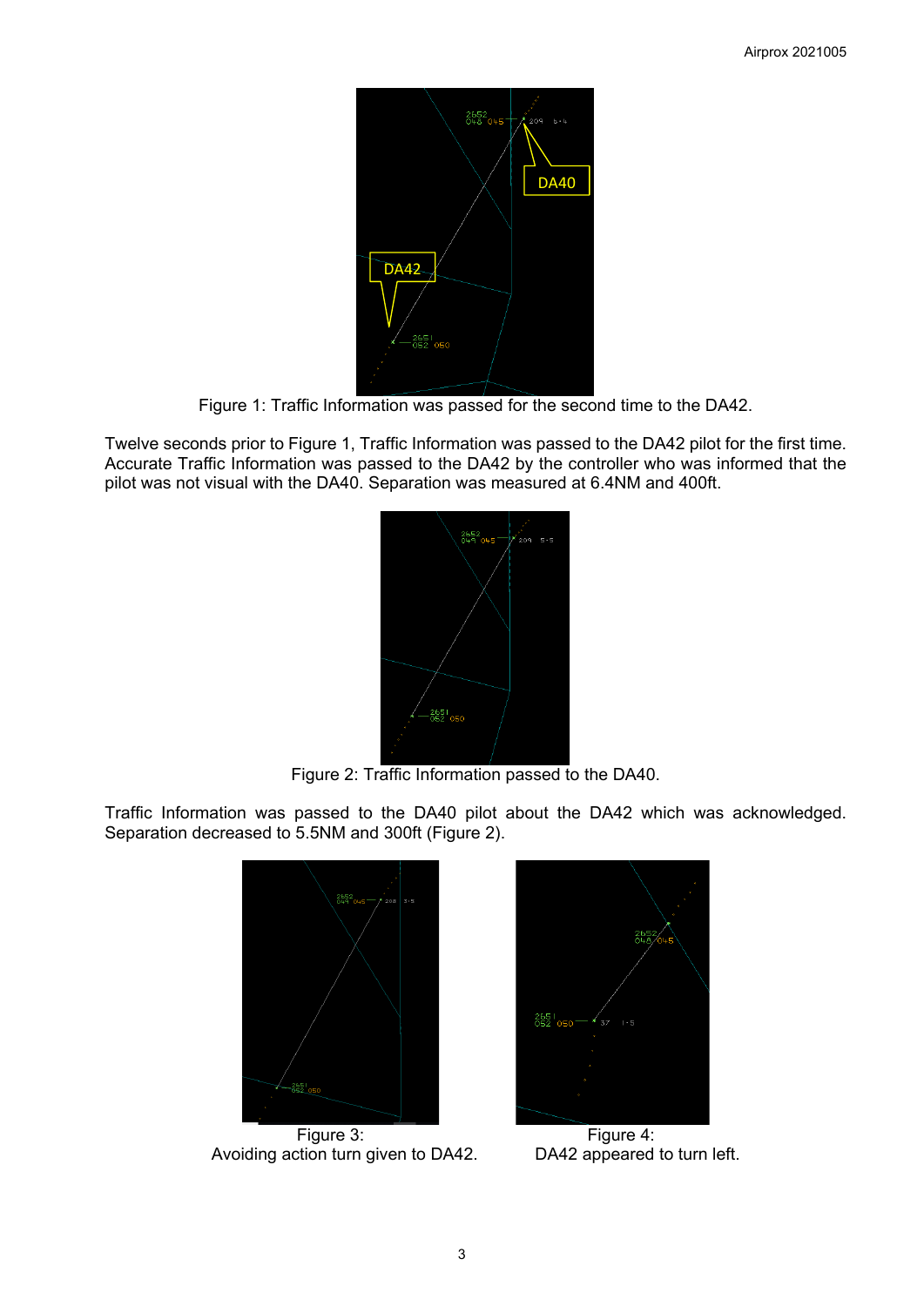Figure 1: Traffic Information was passed for the second time to the DA42.

Twelve seconds prior to Figure 1, Traffic Information was passed to the DA42 pilot for the first time. Accurate Traffic Information was passed to the DA42 by the controller who was informed that the pilot was not visual with the DA40. Separation was measured at 6.4NM and 400ft.

Figure 2: Traffic Information passed to the DA40.

Traffic Information was passed to the DA40 pilot about the DA42 which was acknowledged. Separation decreased to 5.5NM and 300ft (Figure 2).

Figure 3:
Avoiding action turn given to DA42.

Figure 4:
DA42 appeared to turn left.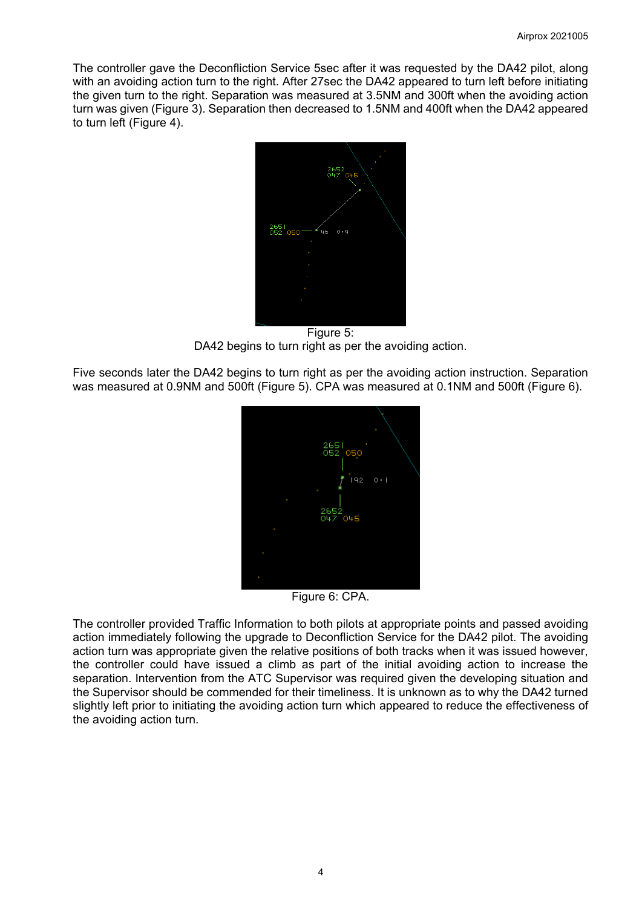The controller gave the Deconfliction Service 5sec after it was requested by the DA42 pilot, along with an avoiding action turn to the right. After 27sec the DA42 appeared to turn left before initiating the given turn to the right. Separation was measured at 3.5NM and 300ft when the avoiding action turn was given (Figure 3). Separation then decreased to 1.5NM and 400ft when the DA42 appeared to turn left (Figure 4).

Figure 5:
DA42 begins to turn right as per the avoiding action.

Five seconds later the DA42 begins to turn right as per the avoiding action instruction. Separation was measured at 0.9NM and 500ft (Figure 5). CPA was measured at 0.1NM and 500ft (Figure 6).

Figure 6: CPA.

The controller provided Traffic Information to both pilots at appropriate points and passed avoiding action immediately following the upgrade to Deconfliction Service for the DA42 pilot. The avoiding action turn was appropriate given the relative positions of both tracks when it was issued however, the controller could have issued a climb as part of the initial avoiding action to increase the separation. Intervention from the ATC Supervisor was required given the developing situation and the Supervisor should be commended for their timeliness. It is unknown as to why the DA42 turned slightly left prior to initiating the avoiding action turn which appeared to reduce the effectiveness of the avoiding action turn.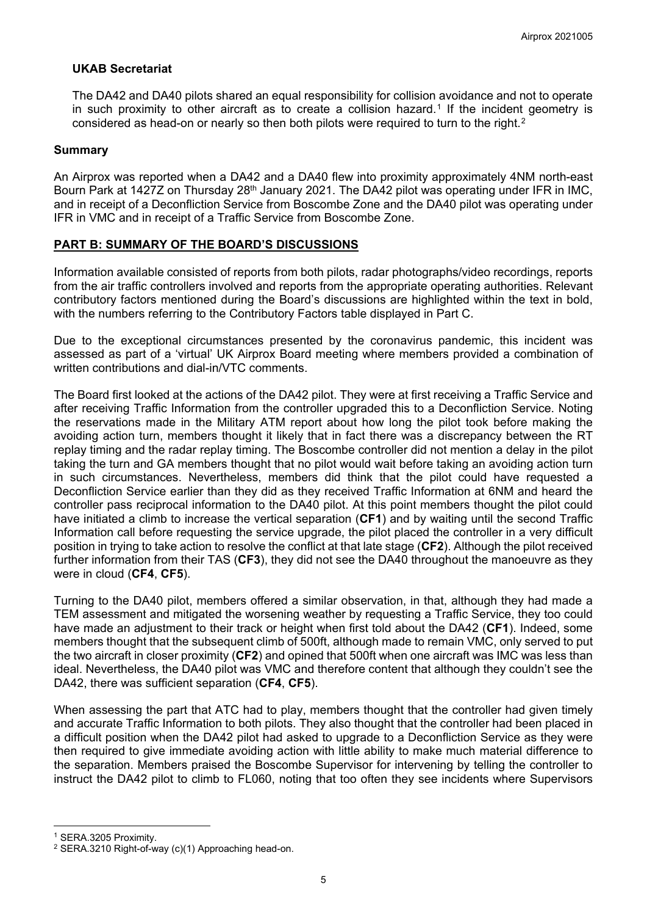### UKAB Secretariat

The DA42 and DA40 pilots shared an equal responsibility for collision avoidance and not to operate in such proximity to other aircraft as to create a collision hazard.[1] If the incident geometry is considered as head-on or nearly so then both pilots were required to turn to the right.[2]

### Summary

An Airprox was reported when a DA42 and a DA40 flew into proximity approximately 4NM north-east Bourn Park at 1427Z on Thursday 28th January 2021. The DA42 pilot was operating under IFR in IMC, and in receipt of a Deconfliction Service from Boscombe Zone and the DA40 pilot was operating under IFR in VMC and in receipt of a Traffic Service from Boscombe Zone.

## PART B: SUMMARY OF THE BOARD'S DISCUSSIONS

Information available consisted of reports from both pilots, radar photographs/video recordings, reports from the air traffic controllers involved and reports from the appropriate operating authorities. Relevant contributory factors mentioned during the Board's discussions are highlighted within the text in bold, with the numbers referring to the Contributory Factors table displayed in Part C.

Due to the exceptional circumstances presented by the coronavirus pandemic, this incident was assessed as part of a 'virtual' UK Airprox Board meeting where members provided a combination of written contributions and dial-in/VTC comments.

The Board first looked at the actions of the DA42 pilot. They were at first receiving a Traffic Service and after receiving Traffic Information from the controller upgraded this to a Deconfliction Service. Noting the reservations made in the Military ATM report about how long the pilot took before making the avoiding action turn, members thought it likely that in fact there was a discrepancy between the RT replay timing and the radar replay timing. The Boscombe controller did not mention a delay in the pilot taking the turn and GA members thought that no pilot would wait before taking an avoiding action turn in such circumstances. Nevertheless, members did think that the pilot could have requested a Deconfliction Service earlier than they did as they received Traffic Information at 6NM and heard the controller pass reciprocal information to the DA40 pilot. At this point members thought the pilot could have initiated a climb to increase the vertical separation (**CF1**) and by waiting until the second Traffic Information call before requesting the service upgrade, the pilot placed the controller in a very difficult position in trying to take action to resolve the conflict at that late stage (**CF2**). Although the pilot received further information from their TAS (**CF3**), they did not see the DA40 throughout the manoeuvre as they were in cloud (**CF4**, **CF5**).

Turning to the DA40 pilot, members offered a similar observation, in that, although they had made a TEM assessment and mitigated the worsening weather by requesting a Traffic Service, they too could have made an adjustment to their track or height when first told about the DA42 (**CF1**). Indeed, some members thought that the subsequent climb of 500ft, although made to remain VMC, only served to put the two aircraft in closer proximity (**CF2**) and opined that 500ft when one aircraft was IMC was less than ideal. Nevertheless, the DA40 pilot was VMC and therefore content that although they couldn't see the DA42, there was sufficient separation (**CF4**, **CF5**).

When assessing the part that ATC had to play, members thought that the controller had given timely and accurate Traffic Information to both pilots. They also thought that the controller had been placed in a difficult position when the DA42 pilot had asked to upgrade to a Deconfliction Service as they were then required to give immediate avoiding action with little ability to make much material difference to the separation. Members praised the Boscombe Supervisor for intervening by telling the controller to instruct the DA42 pilot to climb to FL060, noting that too often they see incidents where Supervisors

[1] SERA.3205 Proximity.

[2] SERA.3210 Right-of-way (c)(1) Approaching head-on.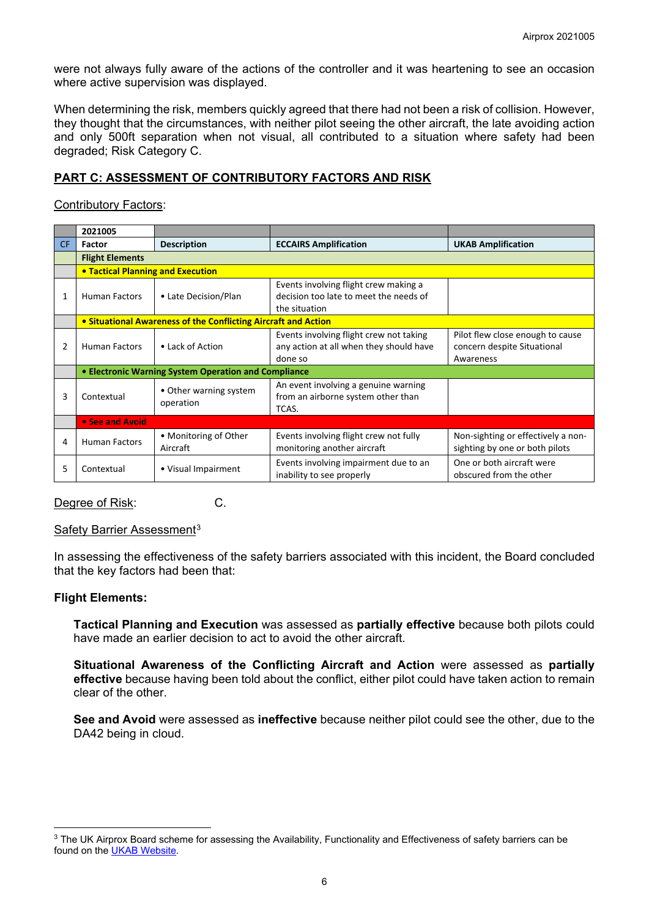were not always fully aware of the actions of the controller and it was heartening to see an occasion where active supervision was displayed.

When determining the risk, members quickly agreed that there had not been a risk of collision. However, they thought that the circumstances, with neither pilot seeing the other aircraft, the late avoiding action and only 500ft separation when not visual, all contributed to a situation where safety had been degraded; Risk Category C.

## PART C: ASSESSMENT OF CONTRIBUTORY FACTORS AND RISK

Contributory Factors:

| | 2021005 | | | |
|---|---|---|---|---|
| **CF** | **Factor** | **Description** | **ECCAIRS Amplification** | **UKAB Amplification** |
| | **Flight Elements** | | | |
| | **• Tactical Planning and Execution** | | | |
| 1 | Human Factors | • Late Decision/Plan | Events involving flight crew making a decision too late to meet the needs of the situation | |
| | **• Situational Awareness of the Conflicting Aircraft and Action** | | | |
| 2 | Human Factors | • Lack of Action | Events involving flight crew not taking any action at all when they should have done so | Pilot flew close enough to cause concern despite Situational Awareness |
| | **• Electronic Warning System Operation and Compliance** | | | |
| 3 | Contextual | • Other warning system operation | An event involving a genuine warning from an airborne system other than TCAS. | |
| | **• See and Avoid** | | | |
| 4 | Human Factors | • Monitoring of Other Aircraft | Events involving flight crew not fully monitoring another aircraft | Non-sighting or effectively a non-sighting by one or both pilots |
| 5 | Contextual | • Visual Impairment | Events involving impairment due to an inability to see properly | One or both aircraft were obscured from the other |

Degree of Risk: C.

Safety Barrier Assessment[3]

In assessing the effectiveness of the safety barriers associated with this incident, the Board concluded that the key factors had been that:

**Flight Elements:**

**Tactical Planning and Execution** was assessed as **partially effective** because both pilots could have made an earlier decision to act to avoid the other aircraft.

**Situational Awareness of the Conflicting Aircraft and Action** were assessed as **partially effective** because having been told about the conflict, either pilot could have taken action to remain clear of the other.

**See and Avoid** were assessed as **ineffective** because neither pilot could see the other, due to the DA42 being in cloud.

[3] The UK Airprox Board scheme for assessing the Availability, Functionality and Effectiveness of safety barriers can be found on the UKAB Website.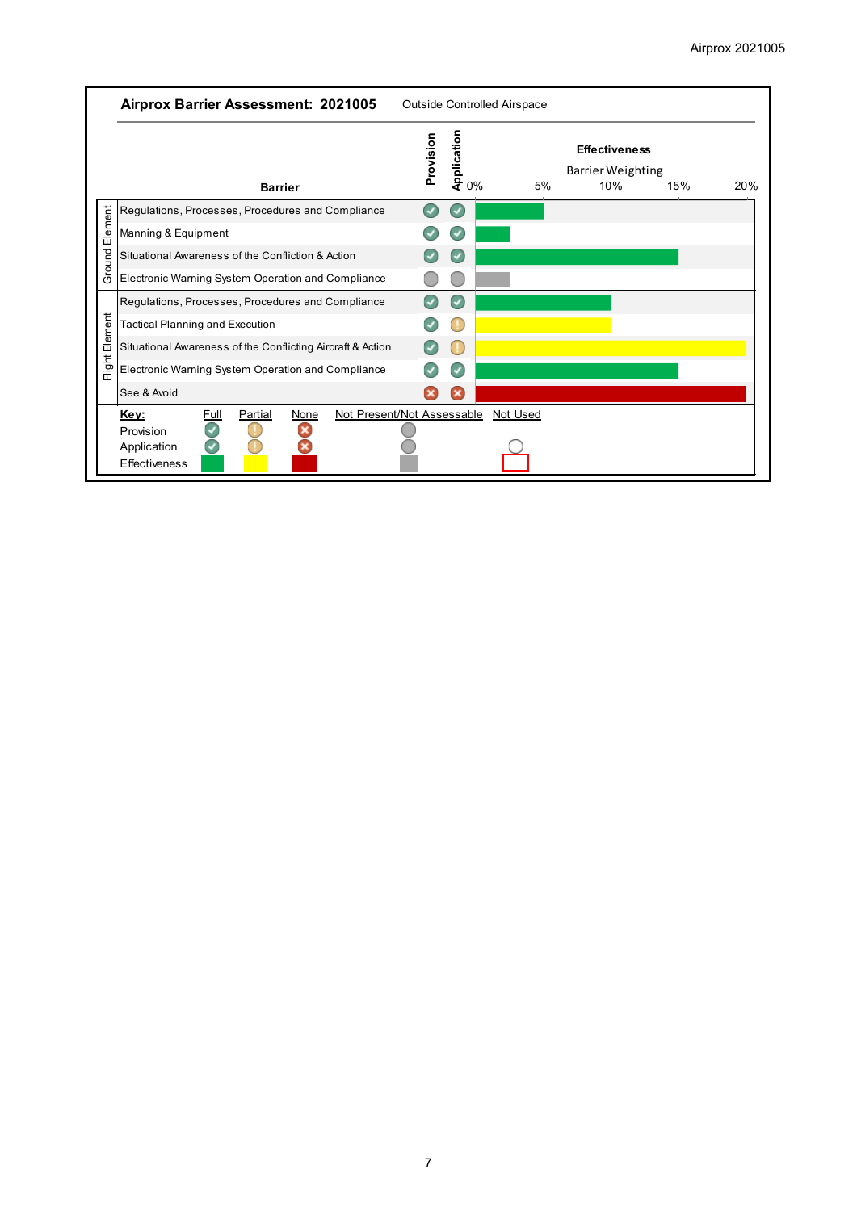## Airprox Barrier Assessment: 2021005

Outside Controlled Airspace

| Element | Barrier | Provision | Application |
|---|---|---|---|
| Ground Element | Regulations, Processes, Procedures and Compliance | Full | Full |
| | Manning & Equipment | Full | Full |
| | Situational Awareness of the Confliction & Action | Full | Full |
| | Electronic Warning System Operation and Compliance | Not Present/Not Assessable | Not Present/Not Assessable |
| Flight Element | Regulations, Processes, Procedures and Compliance | Full | Full |
| | Tactical Planning and Execution | Full | Partial |
| | Situational Awareness of the Conflicting Aircraft & Action | Full | Partial |
| | Electronic Warning System Operation and Compliance | Full | Full |
| | See & Avoid | None | None |

Effectiveness

Barrier Weighting

0% 5% 10% 15% 20%

**Key:** Full, Partial, None, Not Present/Not Assessable, Not Used

Provision

Application

Effectiveness